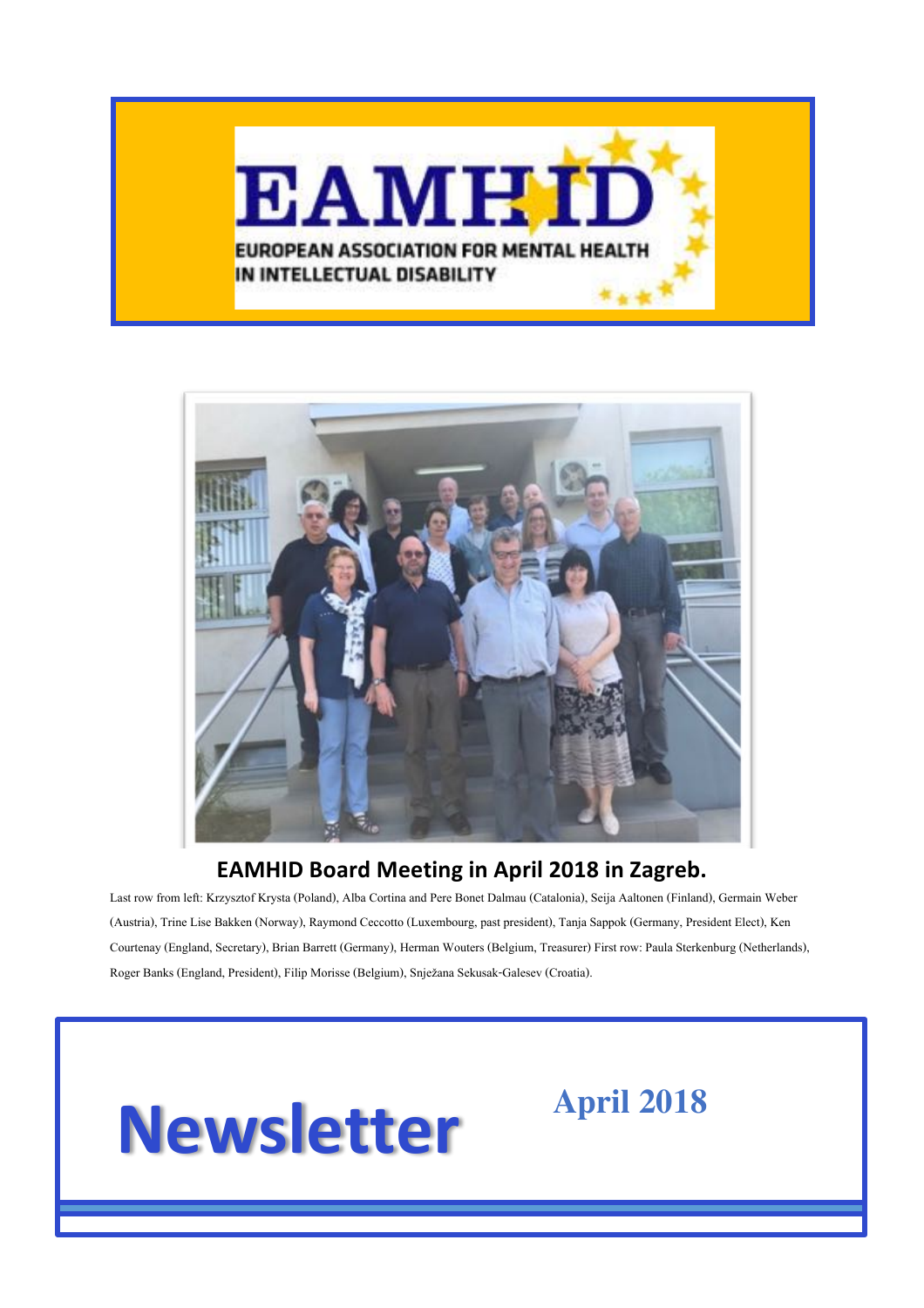# EAMHID

EUROPEAN ASSOCIATION FOR MENTAL HEALTH IN INTELLECTUAL DISABILITY

**EAMHID Board Meeting in April 2018 in Zagreb.**

Last row from left: Krzysztof Krysta (Poland), Alba Cortina and Pere Bonet Dalmau (Catalonia), Seija Aaltonen (Finland), Germain Weber (Austria), Trine Lise Bakken (Norway), Raymond Ceccotto (Luxembourg, past president), Tanja Sappok (Germany, President Elect), Ken Courtenay (England, Secretary), Brian Barrett (Germany), Herman Wouters (Belgium, Treasurer) First row: Paula Sterkenburg (Netherlands), Roger Banks (England, President), Filip Morisse (Belgium), Snježana Sekusak-Galesev (Croatia).

# Newsletter

## April 2018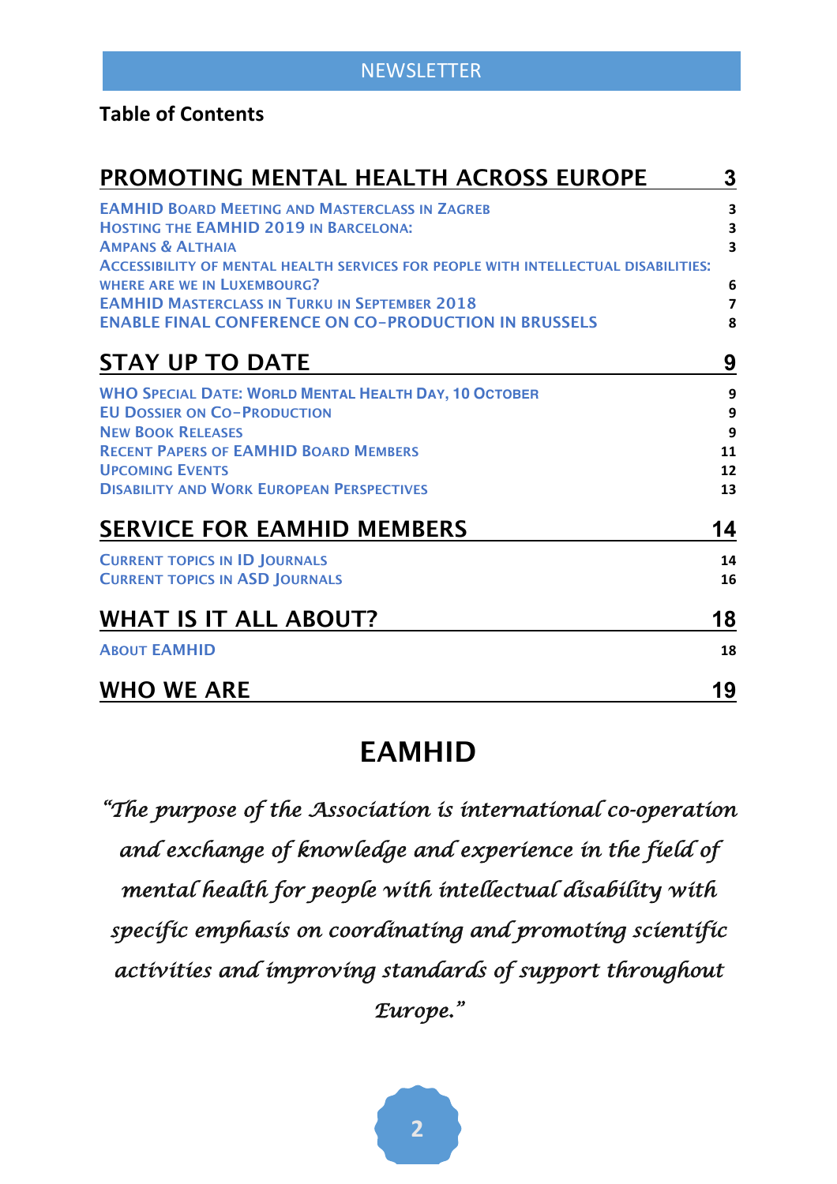**Table of Contents**

| | |
|---|---|
| **PROMOTING MENTAL HEALTH ACROSS EUROPE** | **3** |
| EAMHID Board Meeting and Masterclass in Zagreb | 3 |
| Hosting the EAMHID 2019 in Barcelona: | 3 |
| Ampans & Althaia | 3 |
| Accessibility of mental health services for people with intellectual disabilities: where are we in Luxembourg? | 6 |
| EAMHID Masterclass in Turku in September 2018 | 7 |
| ENABLE FINAL CONFERENCE ON CO-PRODUCTION IN BRUSSELS | 8 |
| **STAY UP TO DATE** | **9** |
| WHO Special Date: World Mental Health Day, 10 October | 9 |
| EU Dossier on Co-Production | 9 |
| New Book Releases | 9 |
| Recent Papers of EAMHID Board Members | 11 |
| Upcoming Events | 12 |
| Disability and Work European Perspectives | 13 |
| **SERVICE FOR EAMHID MEMBERS** | **14** |
| Current Topics in ID Journals | 14 |
| Current Topics in ASD Journals | 16 |
| **WHAT IS IT ALL ABOUT?** | **18** |
| About EAMHID | 18 |
| **WHO WE ARE** | **19** |

# EAMHID

*"The purpose of the Association is international co-operation and exchange of knowledge and experience in the field of mental health for people with intellectual disability with specific emphasis on coordinating and promoting scientific activities and improving standards of support throughout Europe."*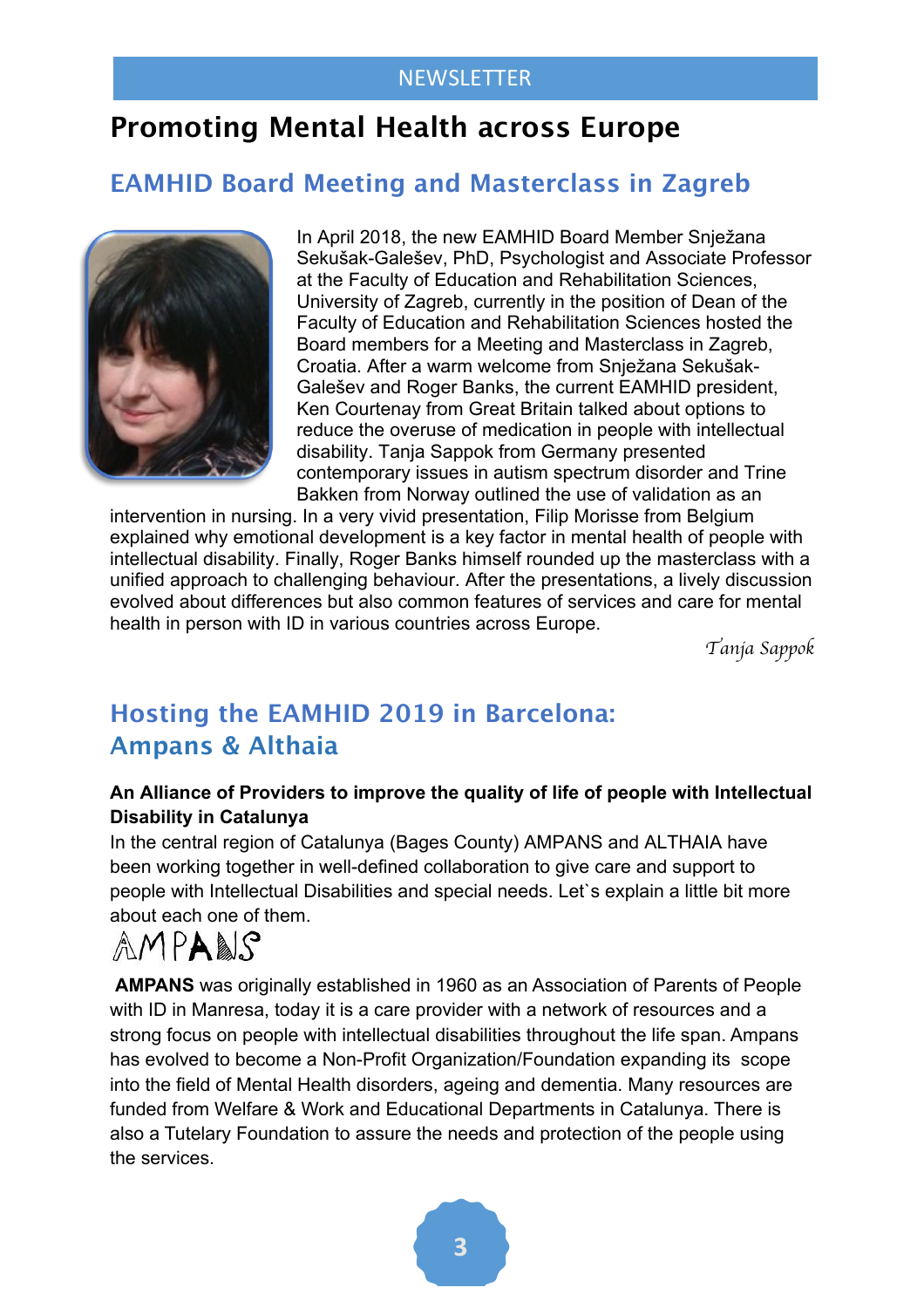# Promoting Mental Health across Europe

## EAMHID Board Meeting and Masterclass in Zagreb

In April 2018, the new EAMHID Board Member Snježana Sekušak-Galešev, PhD, Psychologist and Associate Professor at the Faculty of Education and Rehabilitation Sciences, University of Zagreb, currently in the position of Dean of the Faculty of Education and Rehabilitation Sciences hosted the Board members for a Meeting and Masterclass in Zagreb, Croatia. After a warm welcome from Snježana Sekušak-Galešev and Roger Banks, the current EAMHID president, Ken Courtenay from Great Britain talked about options to reduce the overuse of medication in people with intellectual disability. Tanja Sappok from Germany presented contemporary issues in autism spectrum disorder and Trine Bakken from Norway outlined the use of validation as an intervention in nursing. In a very vivid presentation, Filip Morisse from Belgium explained why emotional development is a key factor in mental health of people with intellectual disability. Finally, Roger Banks himself rounded up the masterclass with a unified approach to challenging behaviour. After the presentations, a lively discussion evolved about differences but also common features of services and care for mental health in person with ID in various countries across Europe.

*Tanja Sappok*

## Hosting the EAMHID 2019 in Barcelona: Ampans & Althaia

**An Alliance of Providers to improve the quality of life of people with Intellectual Disability in Catalunya**

In the central region of Catalunya (Bages County) AMPANS and ALTHAIA have been working together in well-defined collaboration to give care and support to people with Intellectual Disabilities and special needs. Let`s explain a little bit more about each one of them.

AMPANS

**AMPANS** was originally established in 1960 as an Association of Parents of People with ID in Manresa, today it is a care provider with a network of resources and a strong focus on people with intellectual disabilities throughout the life span. Ampans has evolved to become a Non-Profit Organization/Foundation expanding its scope into the field of Mental Health disorders, ageing and dementia. Many resources are funded from Welfare & Work and Educational Departments in Catalunya. There is also a Tutelary Foundation to assure the needs and protection of the people using the services.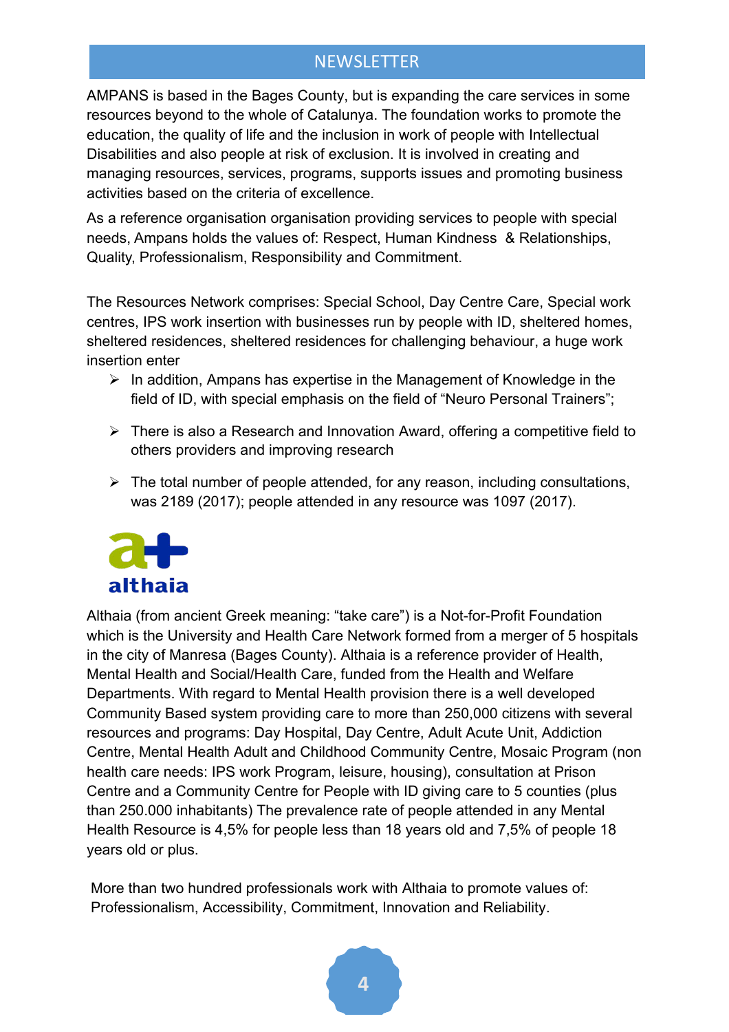AMPANS is based in the Bages County, but is expanding the care services in some resources beyond to the whole of Catalunya. The foundation works to promote the education, the quality of life and the inclusion in work of people with Intellectual Disabilities and also people at risk of exclusion. It is involved in creating and managing resources, services, programs, supports issues and promoting business activities based on the criteria of excellence.

As a reference organisation organisation providing services to people with special needs, Ampans holds the values of: Respect, Human Kindness & Relationships, Quality, Professionalism, Responsibility and Commitment.

The Resources Network comprises: Special School, Day Centre Care, Special work centres, IPS work insertion with businesses run by people with ID, sheltered homes, sheltered residences, sheltered residences for challenging behaviour, a huge work insertion enter

- In addition, Ampans has expertise in the Management of Knowledge in the field of ID, with special emphasis on the field of "Neuro Personal Trainers";
- There is also a Research and Innovation Award, offering a competitive field to others providers and improving research
- The total number of people attended, for any reason, including consultations, was 2189 (2017); people attended in any resource was 1097 (2017).

a+ althaia

Althaia (from ancient Greek meaning: "take care") is a Not-for-Profit Foundation which is the University and Health Care Network formed from a merger of 5 hospitals in the city of Manresa (Bages County). Althaia is a reference provider of Health, Mental Health and Social/Health Care, funded from the Health and Welfare Departments. With regard to Mental Health provision there is a well developed Community Based system providing care to more than 250,000 citizens with several resources and programs: Day Hospital, Day Centre, Adult Acute Unit, Addiction Centre, Mental Health Adult and Childhood Community Centre, Mosaic Program (non health care needs: IPS work Program, leisure, housing), consultation at Prison Centre and a Community Centre for People with ID giving care to 5 counties (plus than 250.000 inhabitants) The prevalence rate of people attended in any Mental Health Resource is 4,5% for people less than 18 years old and 7,5% of people 18 years old or plus.

More than two hundred professionals work with Althaia to promote values of: Professionalism, Accessibility, Commitment, Innovation and Reliability.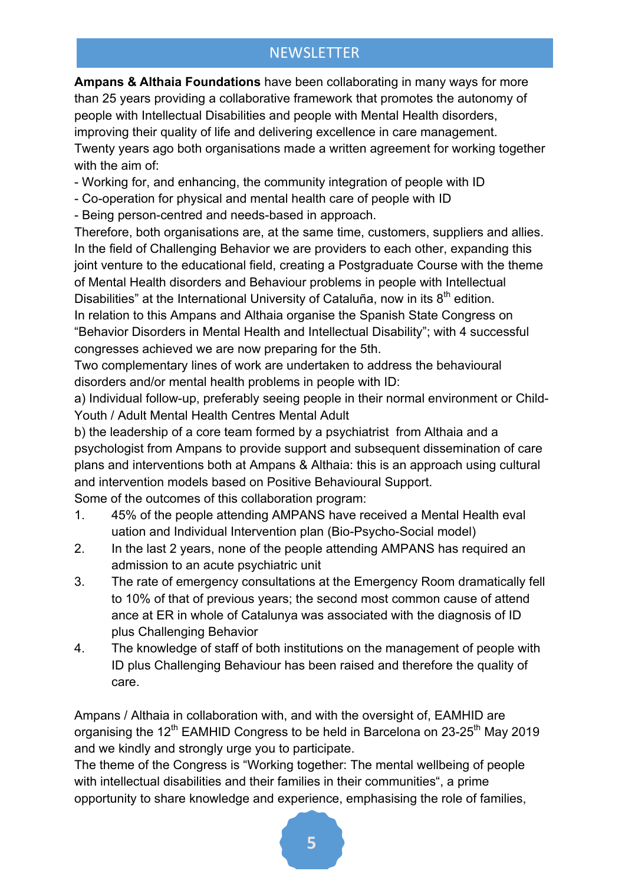# NEWSLETTER

**Ampans & Althaia Foundations** have been collaborating in many ways for more than 25 years providing a collaborative framework that promotes the autonomy of people with Intellectual Disabilities and people with Mental Health disorders, improving their quality of life and delivering excellence in care management. Twenty years ago both organisations made a written agreement for working together with the aim of:

- Working for, and enhancing, the community integration of people with ID
- Co-operation for physical and mental health care of people with ID
- Being person-centred and needs-based in approach.

Therefore, both organisations are, at the same time, customers, suppliers and allies. In the field of Challenging Behavior we are providers to each other, expanding this joint venture to the educational field, creating a Postgraduate Course with the theme of Mental Health disorders and Behaviour problems in people with Intellectual Disabilities" at the International University of Cataluña, now in its 8th edition.

In relation to this Ampans and Althaia organise the Spanish State Congress on "Behavior Disorders in Mental Health and Intellectual Disability"; with 4 successful congresses achieved we are now preparing for the 5th.

Two complementary lines of work are undertaken to address the behavioural disorders and/or mental health problems in people with ID:

a) Individual follow-up, preferably seeing people in their normal environment or Child-Youth / Adult Mental Health Centres Mental Adult

b) the leadership of a core team formed by a psychiatrist from Althaia and a psychologist from Ampans to provide support and subsequent dissemination of care plans and interventions both at Ampans & Althaia: this is an approach using cultural and intervention models based on Positive Behavioural Support.

Some of the outcomes of this collaboration program:

1. 45% of the people attending AMPANS have received a Mental Health eval uation and Individual Intervention plan (Bio-Psycho-Social model)
2. In the last 2 years, none of the people attending AMPANS has required an admission to an acute psychiatric unit
3. The rate of emergency consultations at the Emergency Room dramatically fell to 10% of that of previous years; the second most common cause of attend ance at ER in whole of Catalunya was associated with the diagnosis of ID plus Challenging Behavior
4. The knowledge of staff of both institutions on the management of people with ID plus Challenging Behaviour has been raised and therefore the quality of care.

Ampans / Althaia in collaboration with, and with the oversight of, EAMHID are organising the 12th EAMHID Congress to be held in Barcelona on 23-25th May 2019 and we kindly and strongly urge you to participate.

The theme of the Congress is "Working together: The mental wellbeing of people with intellectual disabilities and their families in their communities", a prime opportunity to share knowledge and experience, emphasising the role of families,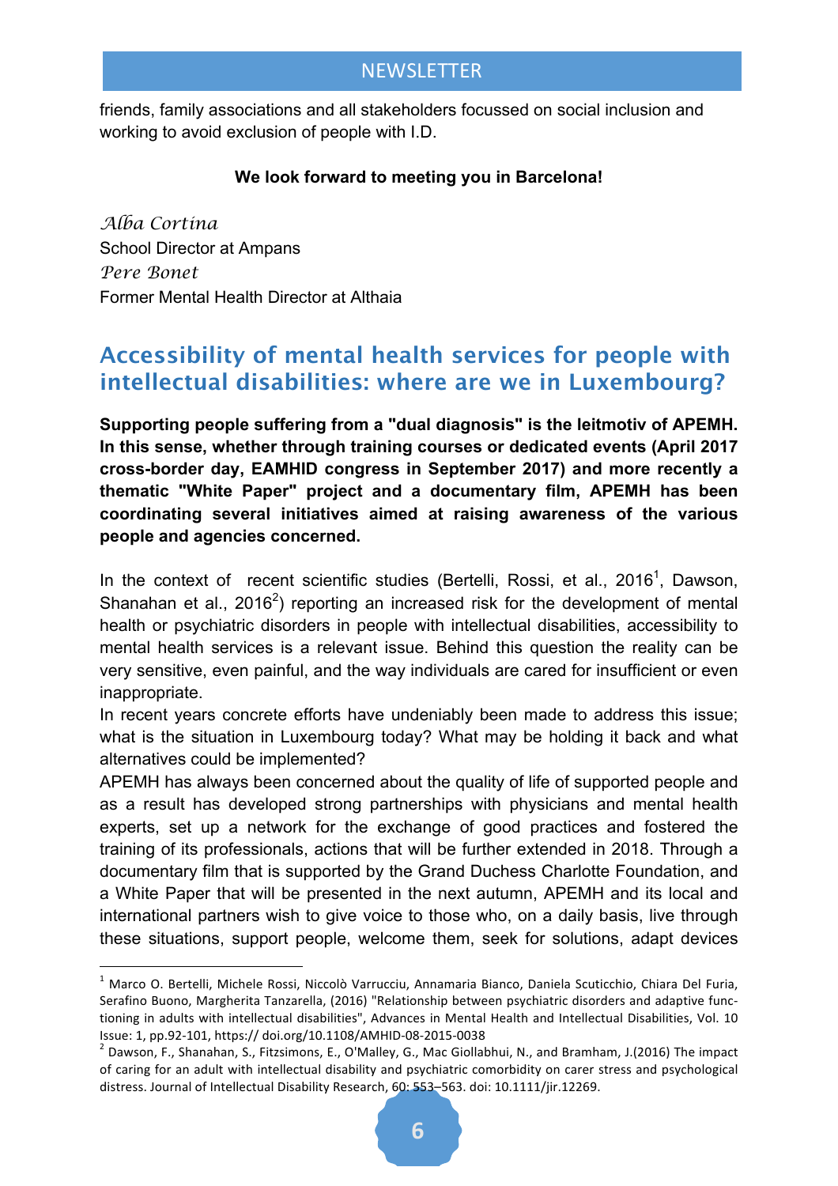friends, family associations and all stakeholders focussed on social inclusion and working to avoid exclusion of people with I.D.

**We look forward to meeting you in Barcelona!**

*Alba Cortina*
School Director at Ampans
*Pere Bonet*
Former Mental Health Director at Althaia

## Accessibility of mental health services for people with intellectual disabilities: where are we in Luxembourg?

**Supporting people suffering from a "dual diagnosis" is the leitmotiv of APEMH. In this sense, whether through training courses or dedicated events (April 2017 cross-border day, EAMHID congress in September 2017) and more recently a thematic "White Paper" project and a documentary film, APEMH has been coordinating several initiatives aimed at raising awareness of the various people and agencies concerned.**

In the context of recent scientific studies (Bertelli, Rossi, et al., 2016[1], Dawson, Shanahan et al., 2016[2]) reporting an increased risk for the development of mental health or psychiatric disorders in people with intellectual disabilities, accessibility to mental health services is a relevant issue. Behind this question the reality can be very sensitive, even painful, and the way individuals are cared for insufficient or even inappropriate.

In recent years concrete efforts have undeniably been made to address this issue; what is the situation in Luxembourg today? What may be holding it back and what alternatives could be implemented?

APEMH has always been concerned about the quality of life of supported people and as a result has developed strong partnerships with physicians and mental health experts, set up a network for the exchange of good practices and fostered the training of its professionals, actions that will be further extended in 2018. Through a documentary film that is supported by the Grand Duchess Charlotte Foundation, and a White Paper that will be presented in the next autumn, APEMH and its local and international partners wish to give voice to those who, on a daily basis, live through these situations, support people, welcome them, seek for solutions, adapt devices

---

[1] Marco O. Bertelli, Michele Rossi, Niccolò Varrucciu, Annamaria Bianco, Daniela Scuticchio, Chiara Del Furia, Serafino Buono, Margherita Tanzarella, (2016) "Relationship between psychiatric disorders and adaptive functioning in adults with intellectual disabilities", Advances in Mental Health and Intellectual Disabilities, Vol. 10 Issue: 1, pp.92-101, https:// doi.org/10.1108/AMHID-08-2015-0038

[2] Dawson, F., Shanahan, S., Fitzsimons, E., O'Malley, G., Mac Giollabhui, N., and Bramham, J.(2016) The impact of caring for an adult with intellectual disability and psychiatric comorbidity on carer stress and psychological distress. Journal of Intellectual Disability Research, 60: 553–563. doi: 10.1111/jir.12269.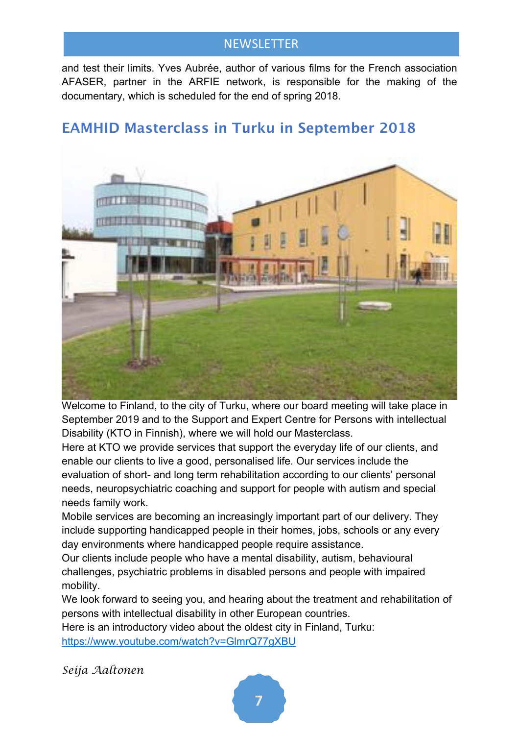and test their limits. Yves Aubrée, author of various films for the French association AFASER, partner in the ARFIE network, is responsible for the making of the documentary, which is scheduled for the end of spring 2018.

## EAMHID Masterclass in Turku in September 2018

Welcome to Finland, to the city of Turku, where our board meeting will take place in September 2019 and to the Support and Expert Centre for Persons with intellectual Disability (KTO in Finnish), where we will hold our Masterclass.

Here at KTO we provide services that support the everyday life of our clients, and enable our clients to live a good, personalised life. Our services include the evaluation of short- and long term rehabilitation according to our clients' personal needs, neuropsychiatric coaching and support for people with autism and special needs family work.

Mobile services are becoming an increasingly important part of our delivery. They include supporting handicapped people in their homes, jobs, schools or any every day environments where handicapped people require assistance.

Our clients include people who have a mental disability, autism, behavioural challenges, psychiatric problems in disabled persons and people with impaired mobility.

We look forward to seeing you, and hearing about the treatment and rehabilitation of persons with intellectual disability in other European countries.

Here is an introductory video about the oldest city in Finland, Turku:
https://www.youtube.com/watch?v=GlmrQ77gXBU

*Seija Aaltonen*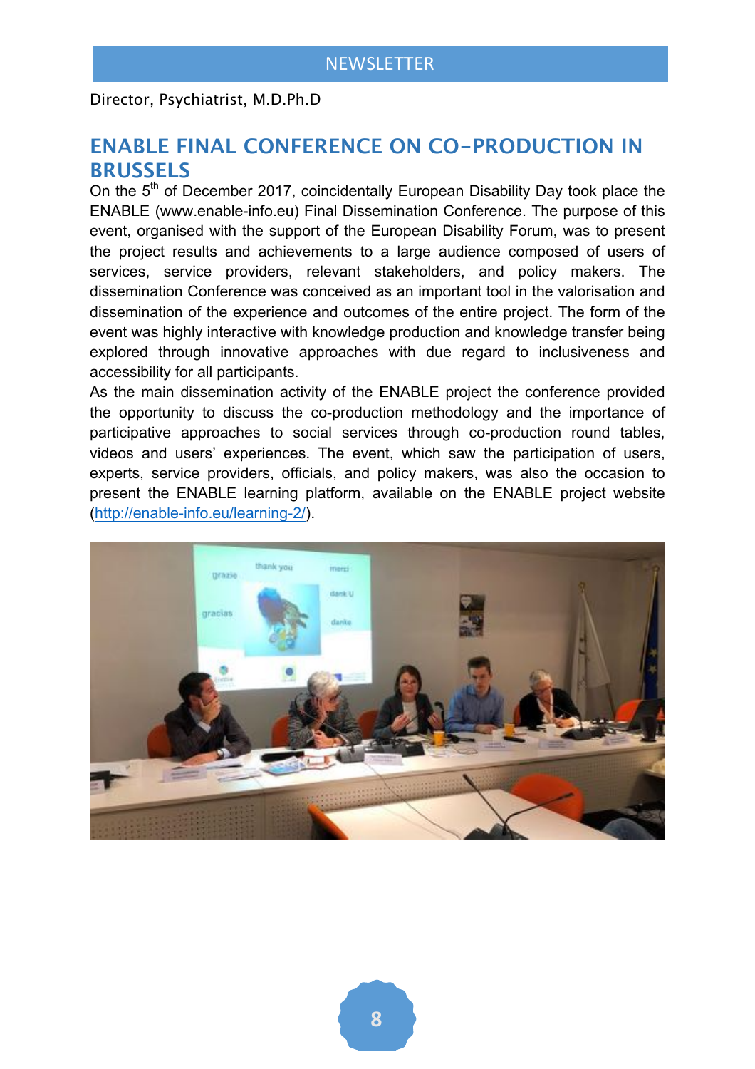Director, Psychiatrist, M.D.Ph.D

## ENABLE FINAL CONFERENCE ON CO-PRODUCTION IN BRUSSELS

On the 5th of December 2017, coincidentally European Disability Day took place the ENABLE (www.enable-info.eu) Final Dissemination Conference. The purpose of this event, organised with the support of the European Disability Forum, was to present the project results and achievements to a large audience composed of users of services, service providers, relevant stakeholders, and policy makers. The dissemination Conference was conceived as an important tool in the valorisation and dissemination of the experience and outcomes of the entire project. The form of the event was highly interactive with knowledge production and knowledge transfer being explored through innovative approaches with due regard to inclusiveness and accessibility for all participants.

As the main dissemination activity of the ENABLE project the conference provided the opportunity to discuss the co-production methodology and the importance of participative approaches to social services through co-production round tables, videos and users' experiences. The event, which saw the participation of users, experts, service providers, officials, and policy makers, was also the occasion to present the ENABLE learning platform, available on the ENABLE project website (http://enable-info.eu/learning-2/).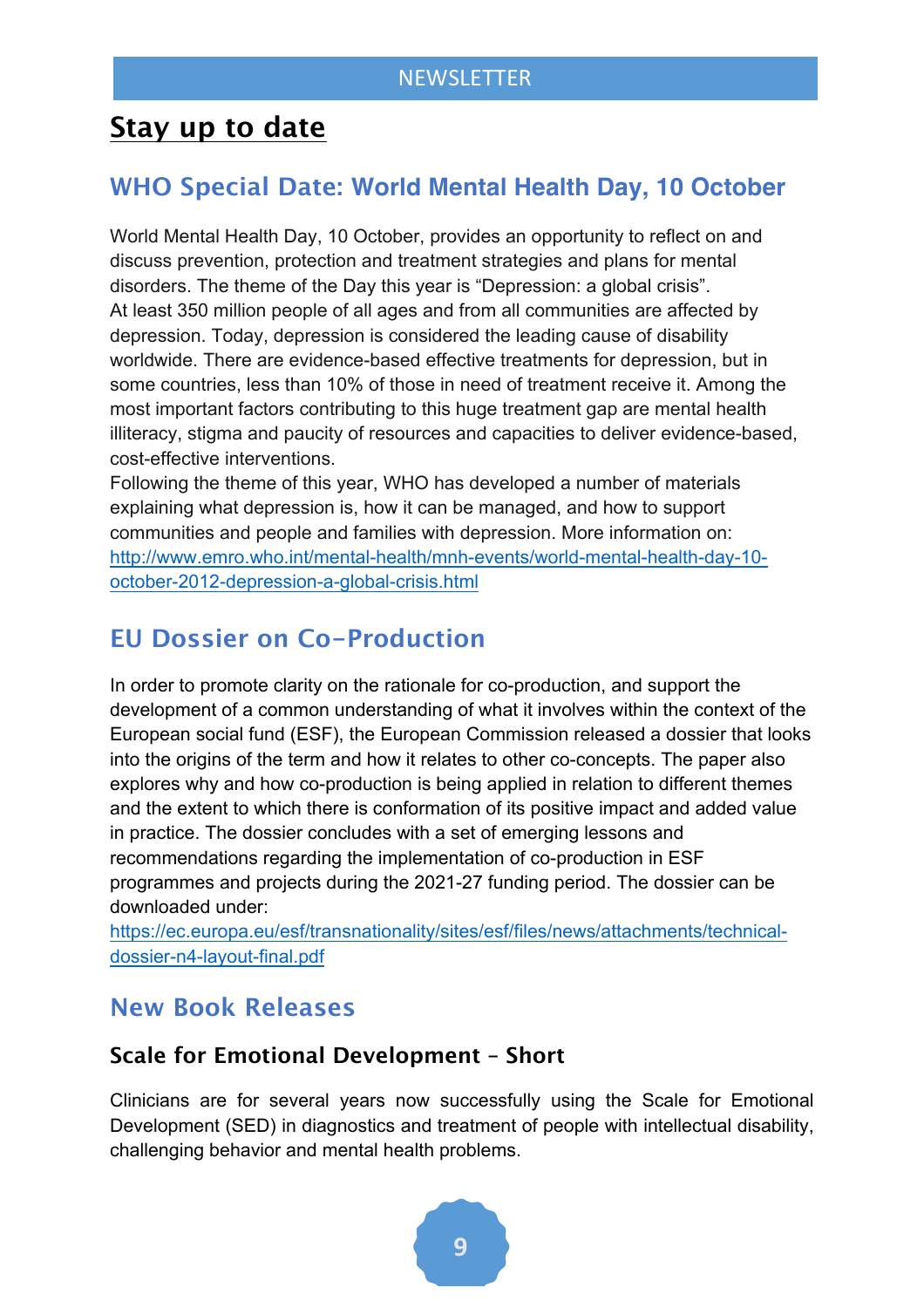# Stay up to date

## WHO Special Date: World Mental Health Day, 10 October

World Mental Health Day, 10 October, provides an opportunity to reflect on and discuss prevention, protection and treatment strategies and plans for mental disorders. The theme of the Day this year is "Depression: a global crisis".
At least 350 million people of all ages and from all communities are affected by depression. Today, depression is considered the leading cause of disability worldwide. There are evidence-based effective treatments for depression, but in some countries, less than 10% of those in need of treatment receive it. Among the most important factors contributing to this huge treatment gap are mental health illiteracy, stigma and paucity of resources and capacities to deliver evidence-based, cost-effective interventions.
Following the theme of this year, WHO has developed a number of materials explaining what depression is, how it can be managed, and how to support communities and people and families with depression. More information on: http://www.emro.who.int/mental-health/mnh-events/world-mental-health-day-10-october-2012-depression-a-global-crisis.html

## EU Dossier on Co-Production

In order to promote clarity on the rationale for co-production, and support the development of a common understanding of what it involves within the context of the European social fund (ESF), the European Commission released a dossier that looks into the origins of the term and how it relates to other co-concepts. The paper also explores why and how co-production is being applied in relation to different themes and the extent to which there is conformation of its positive impact and added value in practice. The dossier concludes with a set of emerging lessons and recommendations regarding the implementation of co-production in ESF programmes and projects during the 2021-27 funding period. The dossier can be downloaded under:
https://ec.europa.eu/esf/transnationality/sites/esf/files/news/attachments/technical-dossier-n4-layout-final.pdf

## New Book Releases

### Scale for Emotional Development – Short

Clinicians are for several years now successfully using the Scale for Emotional Development (SED) in diagnostics and treatment of people with intellectual disability, challenging behavior and mental health problems.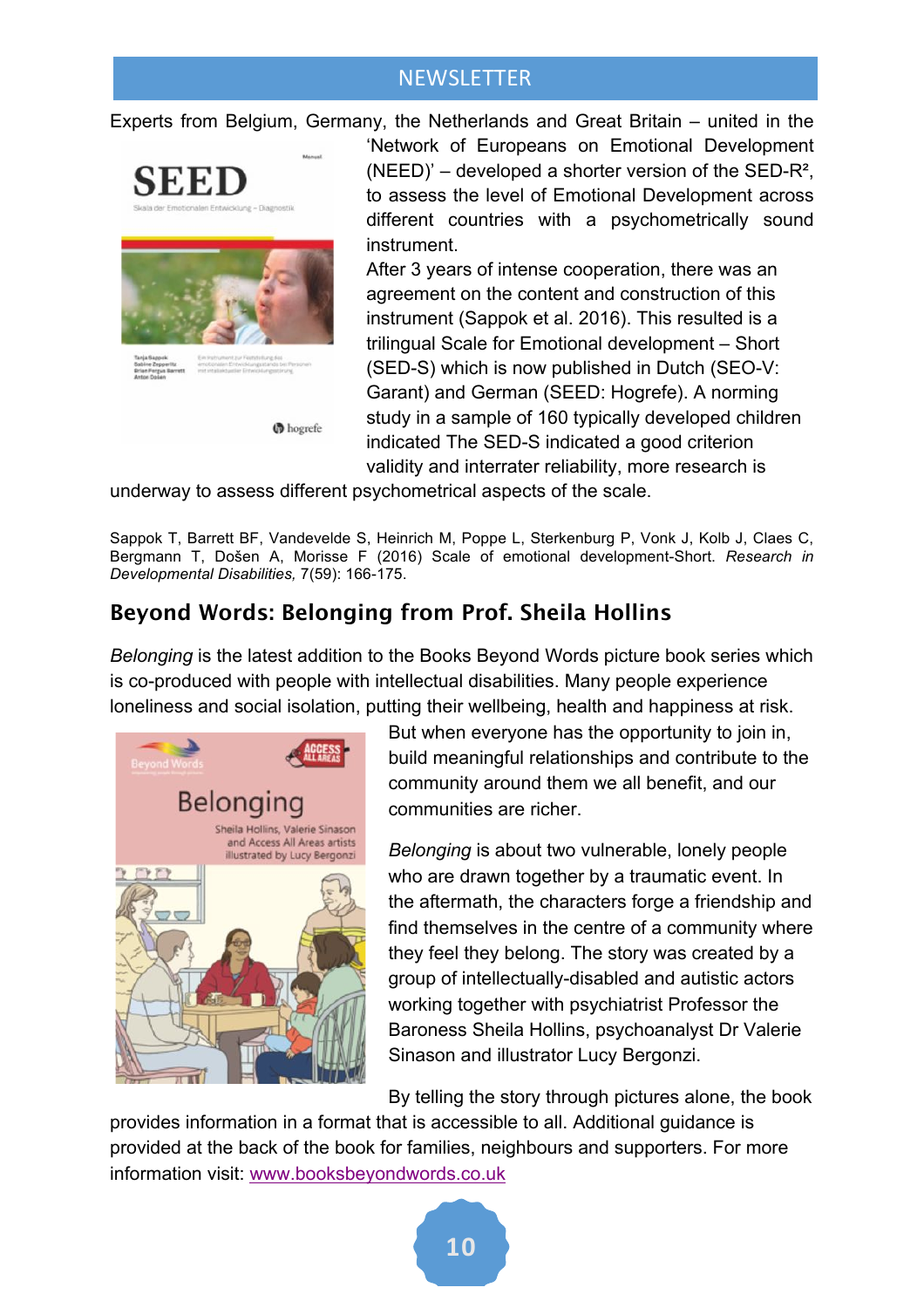Experts from Belgium, Germany, the Netherlands and Great Britain – united in the 'Network of Europeans on Emotional Development (NEED)' – developed a shorter version of the SED-R², to assess the level of Emotional Development across different countries with a psychometrically sound instrument.

After 3 years of intense cooperation, there was an agreement on the content and construction of this instrument (Sappok et al. 2016). This resulted is a trilingual Scale for Emotional development – Short (SED-S) which is now published in Dutch (SEO-V: Garant) and German (SEED: Hogrefe). A norming study in a sample of 160 typically developed children indicated The SED-S indicated a good criterion validity and interrater reliability, more research is underway to assess different psychometrical aspects of the scale.

Sappok T, Barrett BF, Vandevelde S, Heinrich M, Poppe L, Sterkenburg P, Vonk J, Kolb J, Claes C, Bergmann T, Došen A, Morisse F (2016) Scale of emotional development-Short. *Research in Developmental Disabilities,* 7(59): 166-175.

## Beyond Words: Belonging from Prof. Sheila Hollins

*Belonging* is the latest addition to the Books Beyond Words picture book series which is co-produced with people with intellectual disabilities. Many people experience loneliness and social isolation, putting their wellbeing, health and happiness at risk. But when everyone has the opportunity to join in, build meaningful relationships and contribute to the community around them we all benefit, and our communities are richer.

*Belonging* is about two vulnerable, lonely people who are drawn together by a traumatic event. In the aftermath, the characters forge a friendship and find themselves in the centre of a community where they feel they belong. The story was created by a group of intellectually-disabled and autistic actors working together with psychiatrist Professor the Baroness Sheila Hollins, psychoanalyst Dr Valerie Sinason and illustrator Lucy Bergonzi.

By telling the story through pictures alone, the book provides information in a format that is accessible to all. Additional guidance is provided at the back of the book for families, neighbours and supporters. For more information visit: www.booksbeyondwords.co.uk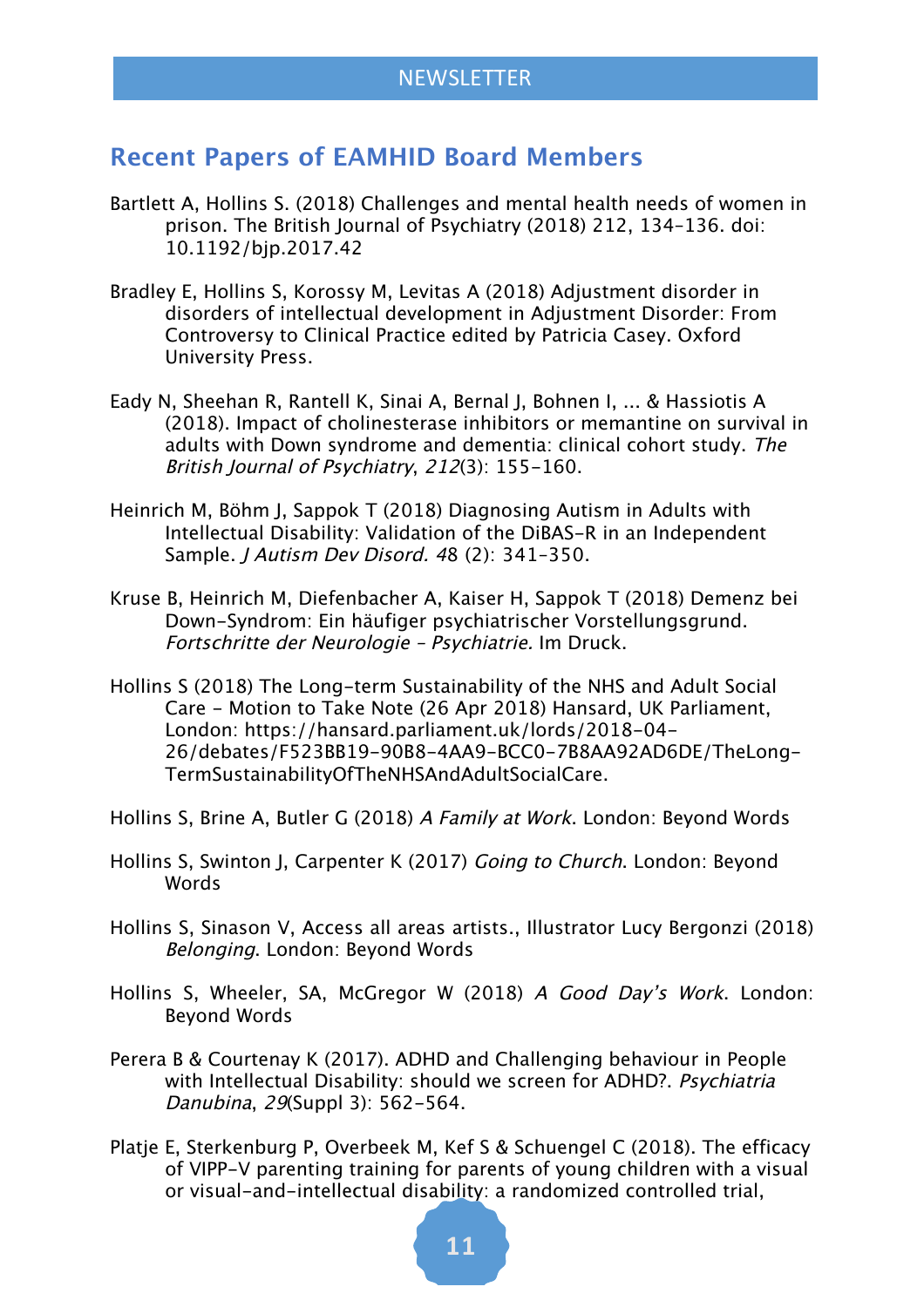## Recent Papers of EAMHID Board Members

Bartlett A, Hollins S. (2018) Challenges and mental health needs of women in prison. The British Journal of Psychiatry (2018) 212, 134–136. doi: 10.1192/bjp.2017.42

Bradley E, Hollins S, Korossy M, Levitas A (2018) Adjustment disorder in disorders of intellectual development in Adjustment Disorder: From Controversy to Clinical Practice edited by Patricia Casey. Oxford University Press.

Eady N, Sheehan R, Rantell K, Sinai A, Bernal J, Bohnen I, ... & Hassiotis A (2018). Impact of cholinesterase inhibitors or memantine on survival in adults with Down syndrome and dementia: clinical cohort study. *The British Journal of Psychiatry*, *212*(3): 155–160.

Heinrich M, Böhm J, Sappok T (2018) Diagnosing Autism in Adults with Intellectual Disability: Validation of the DiBAS-R in an Independent Sample. *J Autism Dev Disord. 4*8 (2): 341–350.

Kruse B, Heinrich M, Diefenbacher A, Kaiser H, Sappok T (2018) Demenz bei Down-Syndrom: Ein häufiger psychiatrischer Vorstellungsgrund. *Fortschritte der Neurologie – Psychiatrie.* Im Druck.

Hollins S (2018) The Long-term Sustainability of the NHS and Adult Social Care – Motion to Take Note (26 Apr 2018) Hansard, UK Parliament, London: https://hansard.parliament.uk/lords/2018-04-26/debates/F523BB19-90B8-4AA9-BCC0-7B8AA92AD6DE/TheLong-TermSustainabilityOfTheNHSAndAdultSocialCare.

Hollins S, Brine A, Butler G (2018) *A Family at Work*. London: Beyond Words

Hollins S, Swinton J, Carpenter K (2017) *Going to Church*. London: Beyond Words

Hollins S, Sinason V, Access all areas artists., Illustrator Lucy Bergonzi (2018) *Belonging*. London: Beyond Words

Hollins S, Wheeler, SA, McGregor W (2018) *A Good Day's Work*. London: Beyond Words

Perera B & Courtenay K (2017). ADHD and Challenging behaviour in People with Intellectual Disability: should we screen for ADHD?. *Psychiatria Danubina*, *29*(Suppl 3): 562–564.

Platje E, Sterkenburg P, Overbeek M, Kef S & Schuengel C (2018). The efficacy of VIPP-V parenting training for parents of young children with a visual or visual-and-intellectual disability: a randomized controlled trial,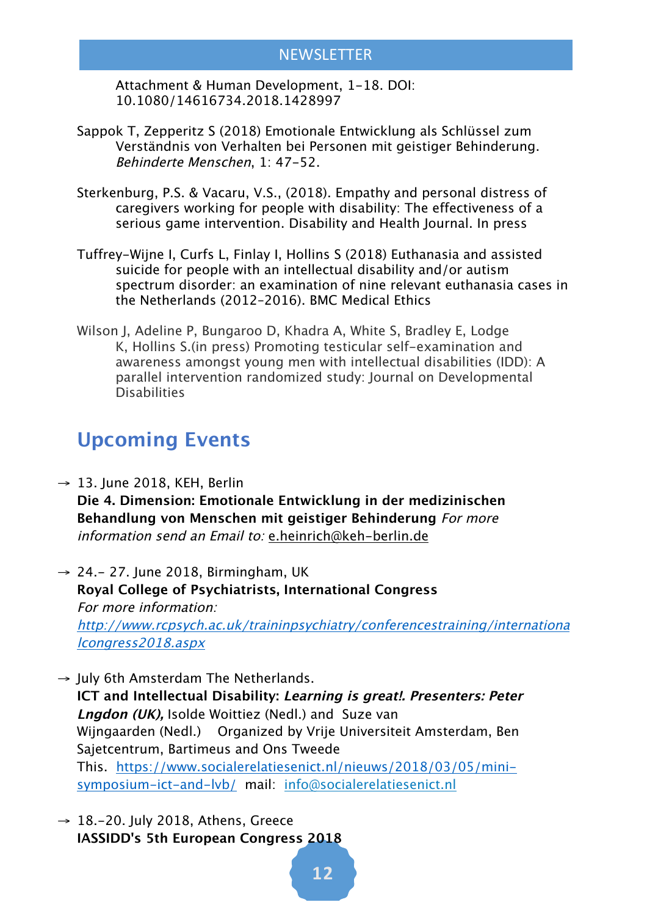Attachment & Human Development, 1-18. DOI: 10.1080/14616734.2018.1428997

Sappok T, Zepperitz S (2018) Emotionale Entwicklung als Schlüssel zum Verständnis von Verhalten bei Personen mit geistiger Behinderung. *Behinderte Menschen*, 1: 47-52.

Sterkenburg, P.S. & Vacaru, V.S., (2018). Empathy and personal distress of caregivers working for people with disability: The effectiveness of a serious game intervention. Disability and Health Journal. In press

Tuffrey-Wijne I, Curfs L, Finlay I, Hollins S (2018) Euthanasia and assisted suicide for people with an intellectual disability and/or autism spectrum disorder: an examination of nine relevant euthanasia cases in the Netherlands (2012-2016). BMC Medical Ethics

Wilson J, Adeline P, Bungaroo D, Khadra A, White S, Bradley E, Lodge K, Hollins S.(in press) Promoting testicular self-examination and awareness amongst young men with intellectual disabilities (IDD): A parallel intervention randomized study: Journal on Developmental Disabilities

## Upcoming Events

→ 13. June 2018, KEH, Berlin
**Die 4. Dimension: Emotionale Entwicklung in der medizinischen Behandlung von Menschen mit geistiger Behinderung** *For more information send an Email to:* e.heinrich@keh-berlin.de

→ 24.- 27. June 2018, Birmingham, UK
**Royal College of Psychiatrists, International Congress**
*For more information:*
*http://www.rcpsych.ac.uk/traininpsychiatry/conferencestraining/internationalcongress2018.aspx*

→ July 6th Amsterdam The Netherlands.
**ICT and Intellectual Disability:** ***Learning is great!. Presenters: Peter Lngdon (UK),*** Isolde Woittiez (Nedl.) and Suze van Wijngaarden (Nedl.) Organized by Vrije Universiteit Amsterdam, Ben Sajetcentrum, Bartimeus and Ons Tweede This. https://www.socialerelatiesenict.nl/nieuws/2018/03/05/mini-symposium-ict-and-lvb/ mail: info@socialerelatiesenict.nl

→ 18.-20. July 2018, Athens, Greece
**IASSIDD's 5th European Congress 2018**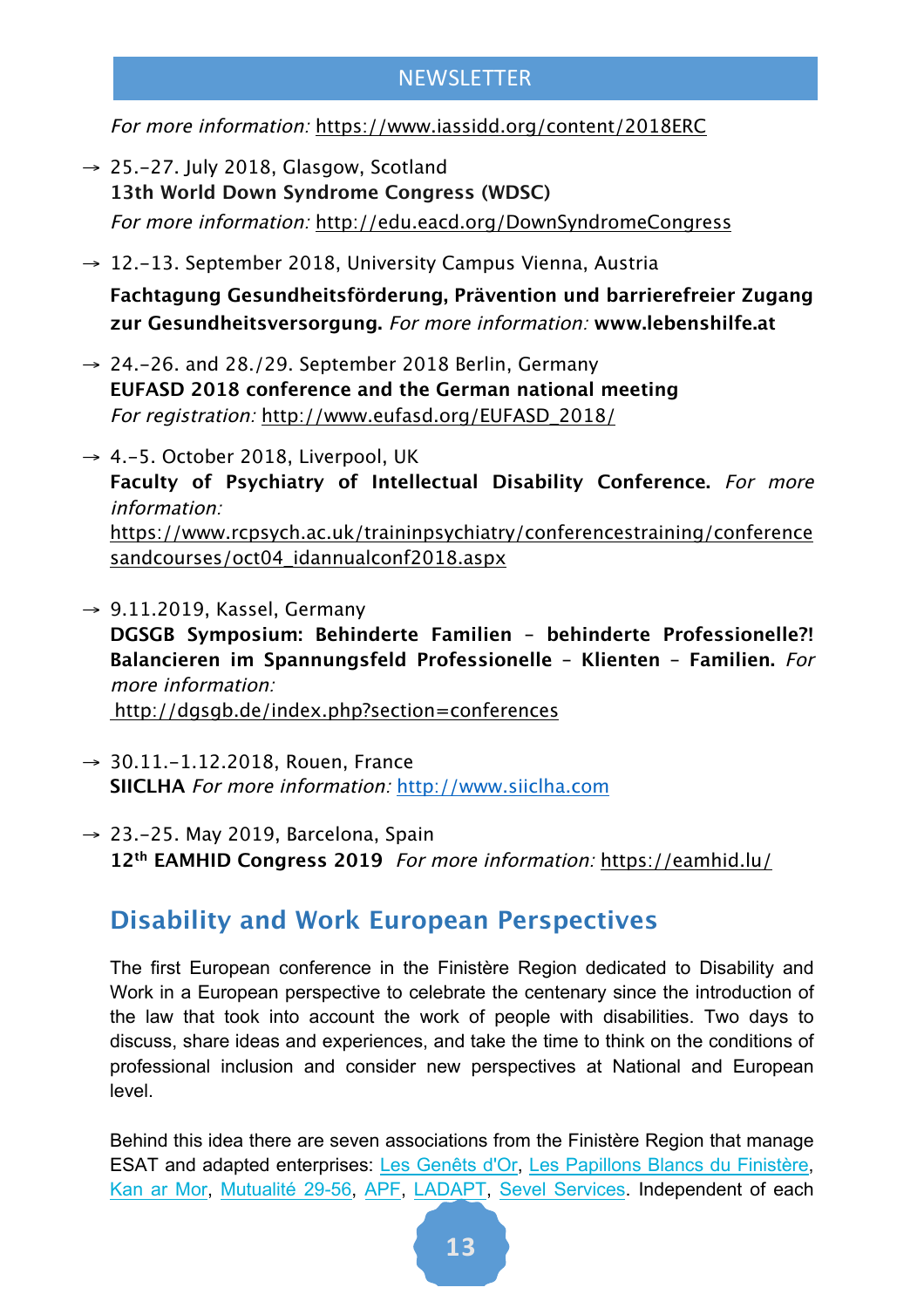*For more information:* https://www.iassidd.org/content/2018ERC

- → 25.-27. July 2018, Glasgow, Scotland
  **13th World Down Syndrome Congress (WDSC)**
  *For more information:* http://edu.eacd.org/DownSyndromeCongress

- → 12.-13. September 2018, University Campus Vienna, Austria
  **Fachtagung Gesundheitsförderung, Prävention und barrierefreier Zugang zur Gesundheitsversorgung.** *For more information:* **www.lebenshilfe.at**

- → 24.-26. and 28./29. September 2018 Berlin, Germany
  **EUFASD 2018 conference and the German national meeting**
  *For registration:* http://www.eufasd.org/EUFASD_2018/

- → 4.-5. October 2018, Liverpool, UK
  **Faculty of Psychiatry of Intellectual Disability Conference.** *For more information:*
  https://www.rcpsych.ac.uk/traininpsychiatry/conferencestraining/conferencesandcourses/oct04_idannualconf2018.aspx

- → 9.11.2019, Kassel, Germany
  **DGSGB Symposium: Behinderte Familien – behinderte Professionelle?! Balancieren im Spannungsfeld Professionelle – Klienten – Familien.** *For more information:*
  http://dgsgb.de/index.php?section=conferences

- → 30.11.-1.12.2018, Rouen, France
  **SIICLHA** *For more information:* http://www.siiclha.com

- → 23.-25. May 2019, Barcelona, Spain
  **12th EAMHID Congress 2019** *For more information:* https://eamhid.lu/

## Disability and Work European Perspectives

The first European conference in the Finistère Region dedicated to Disability and Work in a European perspective to celebrate the centenary since the introduction of the law that took into account the work of people with disabilities. Two days to discuss, share ideas and experiences, and take the time to think on the conditions of professional inclusion and consider new perspectives at National and European level.

Behind this idea there are seven associations from the Finistère Region that manage ESAT and adapted enterprises: Les Genêts d'Or, Les Papillons Blancs du Finistère, Kan ar Mor, Mutualité 29-56, APF, LADAPT, Sevel Services. Independent of each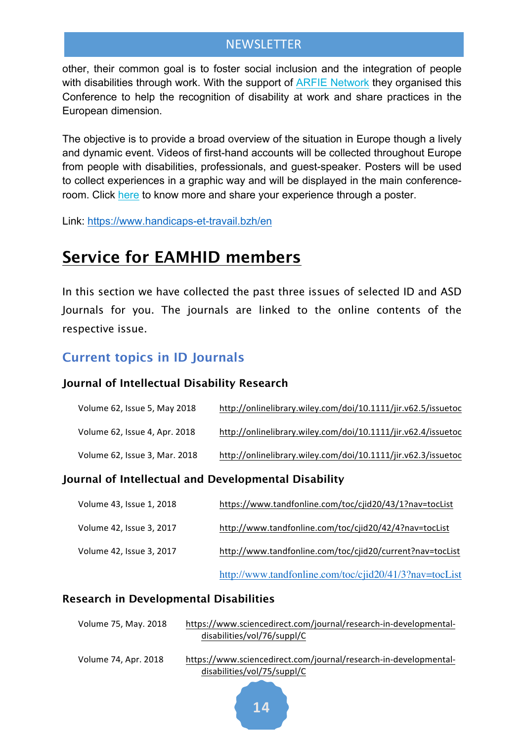other, their common goal is to foster social inclusion and the integration of people with disabilities through work. With the support of ARFIE Network they organised this Conference to help the recognition of disability at work and share practices in the European dimension.

The objective is to provide a broad overview of the situation in Europe though a lively and dynamic event. Videos of first-hand accounts will be collected throughout Europe from people with disabilities, professionals, and guest-speaker. Posters will be used to collect experiences in a graphic way and will be displayed in the main conference-room. Click here to know more and share your experience through a poster.

Link: https://www.handicaps-et-travail.bzh/en

# Service for EAMHID members

In this section we have collected the past three issues of selected ID and ASD Journals for you. The journals are linked to the online contents of the respective issue.

## Current topics in ID Journals

### Journal of Intellectual Disability Research

| | |
|---|---|
| Volume 62, Issue 5, May 2018 | http://onlinelibrary.wiley.com/doi/10.1111/jir.v62.5/issuetoc |
| Volume 62, Issue 4, Apr. 2018 | http://onlinelibrary.wiley.com/doi/10.1111/jir.v62.4/issuetoc |
| Volume 62, Issue 3, Mar. 2018 | http://onlinelibrary.wiley.com/doi/10.1111/jir.v62.3/issuetoc |

### Journal of Intellectual and Developmental Disability

| | |
|---|---|
| Volume 43, Issue 1, 2018 | https://www.tandfonline.com/toc/cjid20/43/1?nav=tocList |
| Volume 42, Issue 3, 2017 | http://www.tandfonline.com/toc/cjid20/42/4?nav=tocList |
| Volume 42, Issue 3, 2017 | http://www.tandfonline.com/toc/cjid20/current?nav=tocList |
| | http://www.tandfonline.com/toc/cjid20/41/3?nav=tocList |

### Research in Developmental Disabilities

| | |
|---|---|
| Volume 75, May. 2018 | https://www.sciencedirect.com/journal/research-in-developmental-disabilities/vol/76/suppl/C |
| Volume 74, Apr. 2018 | https://www.sciencedirect.com/journal/research-in-developmental-disabilities/vol/75/suppl/C |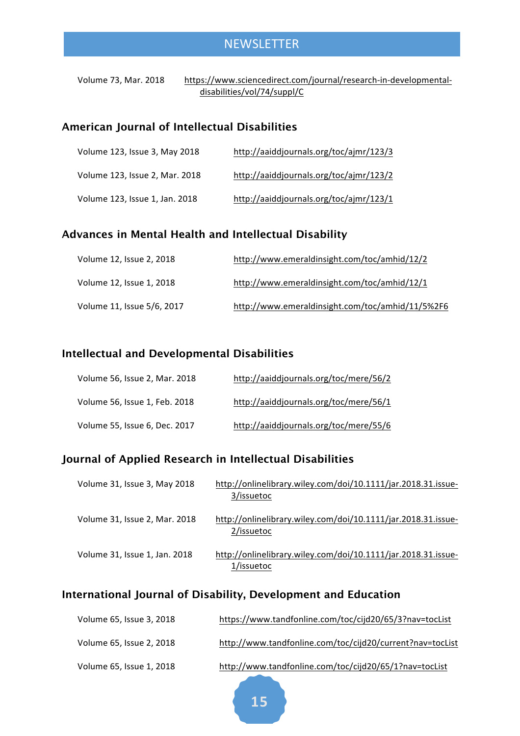Volume 73, Mar. 2018 https://www.sciencedirect.com/journal/research-in-developmental-disabilities/vol/74/suppl/C

## American Journal of Intellectual Disabilities

Volume 123, Issue 3, May 2018 http://aaiddjournals.org/toc/ajmr/123/3

Volume 123, Issue 2, Mar. 2018 http://aaiddjournals.org/toc/ajmr/123/2

Volume 123, Issue 1, Jan. 2018 http://aaiddjournals.org/toc/ajmr/123/1

## Advances in Mental Health and Intellectual Disability

Volume 12, Issue 2, 2018 http://www.emeraldinsight.com/toc/amhid/12/2

Volume 12, Issue 1, 2018 http://www.emeraldinsight.com/toc/amhid/12/1

Volume 11, Issue 5/6, 2017 http://www.emeraldinsight.com/toc/amhid/11/5%2F6

## Intellectual and Developmental Disabilities

Volume 56, Issue 2, Mar. 2018 http://aaiddjournals.org/toc/mere/56/2

Volume 56, Issue 1, Feb. 2018 http://aaiddjournals.org/toc/mere/56/1

Volume 55, Issue 6, Dec. 2017 http://aaiddjournals.org/toc/mere/55/6

## Journal of Applied Research in Intellectual Disabilities

Volume 31, Issue 3, May 2018 http://onlinelibrary.wiley.com/doi/10.1111/jar.2018.31.issue-3/issuetoc

Volume 31, Issue 2, Mar. 2018 http://onlinelibrary.wiley.com/doi/10.1111/jar.2018.31.issue-2/issuetoc

Volume 31, Issue 1, Jan. 2018 http://onlinelibrary.wiley.com/doi/10.1111/jar.2018.31.issue-1/issuetoc

## International Journal of Disability, Development and Education

Volume 65, Issue 3, 2018 https://www.tandfonline.com/toc/cijd20/65/3?nav=tocList

Volume 65, Issue 2, 2018 http://www.tandfonline.com/toc/cijd20/current?nav=tocList

Volume 65, Issue 1, 2018 http://www.tandfonline.com/toc/cijd20/65/1?nav=tocList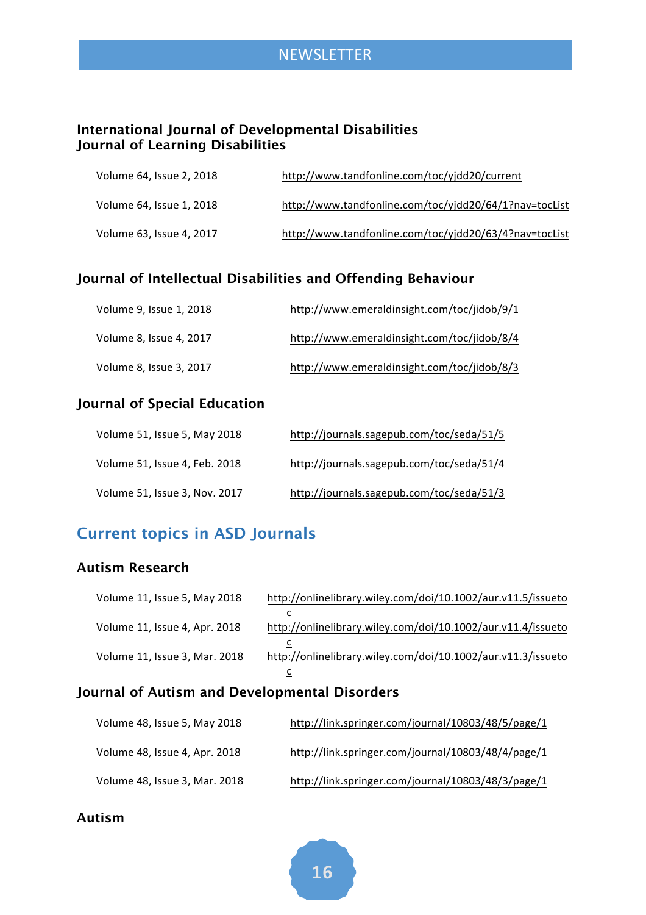### International Journal of Developmental Disabilities
### Journal of Learning Disabilities

| | |
|---|---|
| Volume 64, Issue 2, 2018 | http://www.tandfonline.com/toc/yjdd20/current |
| Volume 64, Issue 1, 2018 | http://www.tandfonline.com/toc/yjdd20/64/1?nav=tocList |
| Volume 63, Issue 4, 2017 | http://www.tandfonline.com/toc/yjdd20/63/4?nav=tocList |

### Journal of Intellectual Disabilities and Offending Behaviour

| | |
|---|---|
| Volume 9, Issue 1, 2018 | http://www.emeraldinsight.com/toc/jidob/9/1 |
| Volume 8, Issue 4, 2017 | http://www.emeraldinsight.com/toc/jidob/8/4 |
| Volume 8, Issue 3, 2017 | http://www.emeraldinsight.com/toc/jidob/8/3 |

### Journal of Special Education

| | |
|---|---|
| Volume 51, Issue 5, May 2018 | http://journals.sagepub.com/toc/seda/51/5 |
| Volume 51, Issue 4, Feb. 2018 | http://journals.sagepub.com/toc/seda/51/4 |
| Volume 51, Issue 3, Nov. 2017 | http://journals.sagepub.com/toc/seda/51/3 |

## Current topics in ASD Journals

### Autism Research

| | |
|---|---|
| Volume 11, Issue 5, May 2018 | http://onlinelibrary.wiley.com/doi/10.1002/aur.v11.5/issuetoc |
| Volume 11, Issue 4, Apr. 2018 | http://onlinelibrary.wiley.com/doi/10.1002/aur.v11.4/issuetoc |
| Volume 11, Issue 3, Mar. 2018 | http://onlinelibrary.wiley.com/doi/10.1002/aur.v11.3/issuetoc |

### Journal of Autism and Developmental Disorders

| | |
|---|---|
| Volume 48, Issue 5, May 2018 | http://link.springer.com/journal/10803/48/5/page/1 |
| Volume 48, Issue 4, Apr. 2018 | http://link.springer.com/journal/10803/48/4/page/1 |
| Volume 48, Issue 3, Mar. 2018 | http://link.springer.com/journal/10803/48/3/page/1 |

### Autism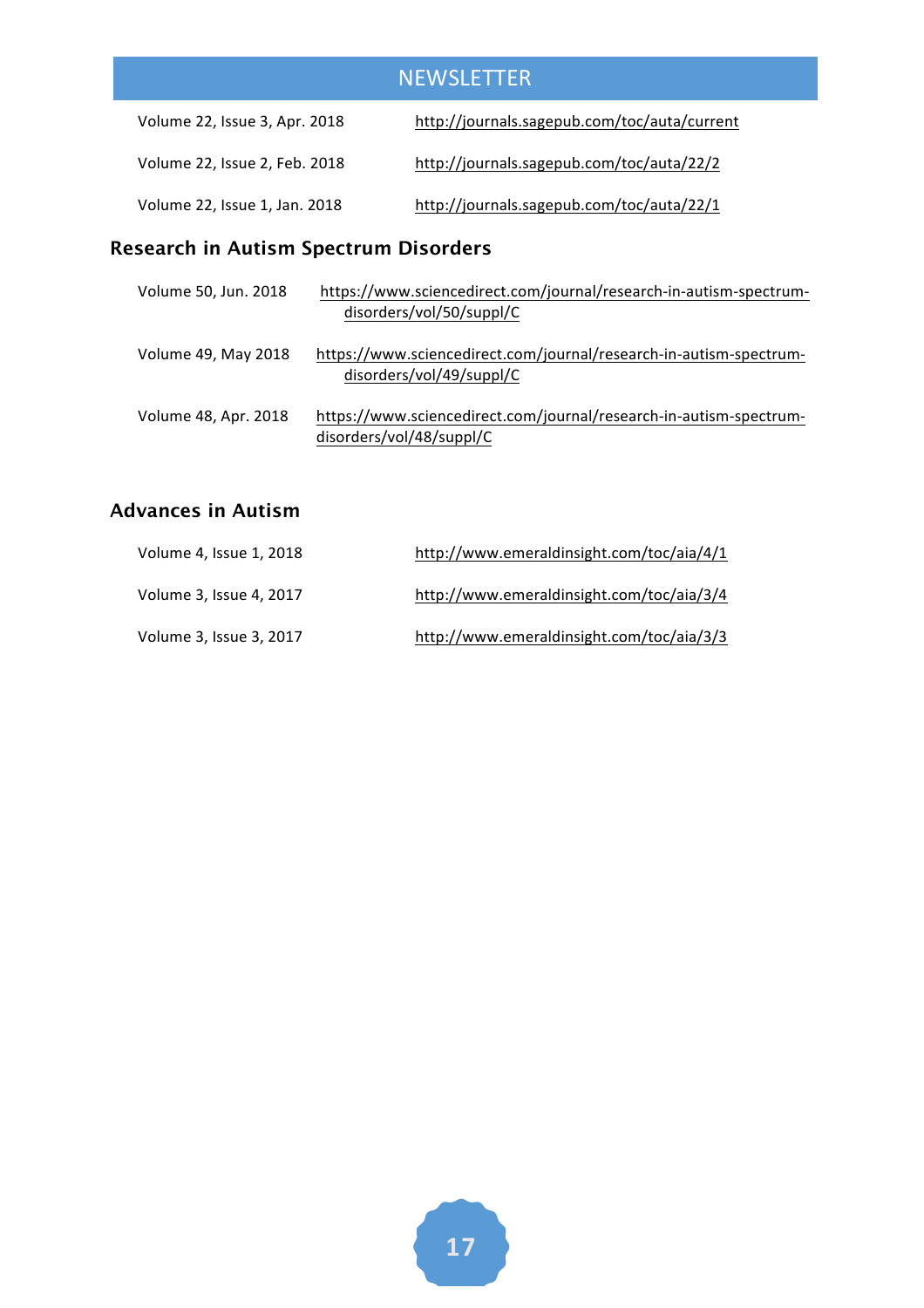| | |
|---|---|
| Volume 22, Issue 3, Apr. 2018 | http://journals.sagepub.com/toc/auta/current |
| Volume 22, Issue 2, Feb. 2018 | http://journals.sagepub.com/toc/auta/22/2 |
| Volume 22, Issue 1, Jan. 2018 | http://journals.sagepub.com/toc/auta/22/1 |

## Research in Autism Spectrum Disorders

| | |
|---|---|
| Volume 50, Jun. 2018 | https://www.sciencedirect.com/journal/research-in-autism-spectrum-disorders/vol/50/suppl/C |
| Volume 49, May 2018 | https://www.sciencedirect.com/journal/research-in-autism-spectrum-disorders/vol/49/suppl/C |
| Volume 48, Apr. 2018 | https://www.sciencedirect.com/journal/research-in-autism-spectrum-disorders/vol/48/suppl/C |

## Advances in Autism

| | |
|---|---|
| Volume 4, Issue 1, 2018 | http://www.emeraldinsight.com/toc/aia/4/1 |
| Volume 3, Issue 4, 2017 | http://www.emeraldinsight.com/toc/aia/3/4 |
| Volume 3, Issue 3, 2017 | http://www.emeraldinsight.com/toc/aia/3/3 |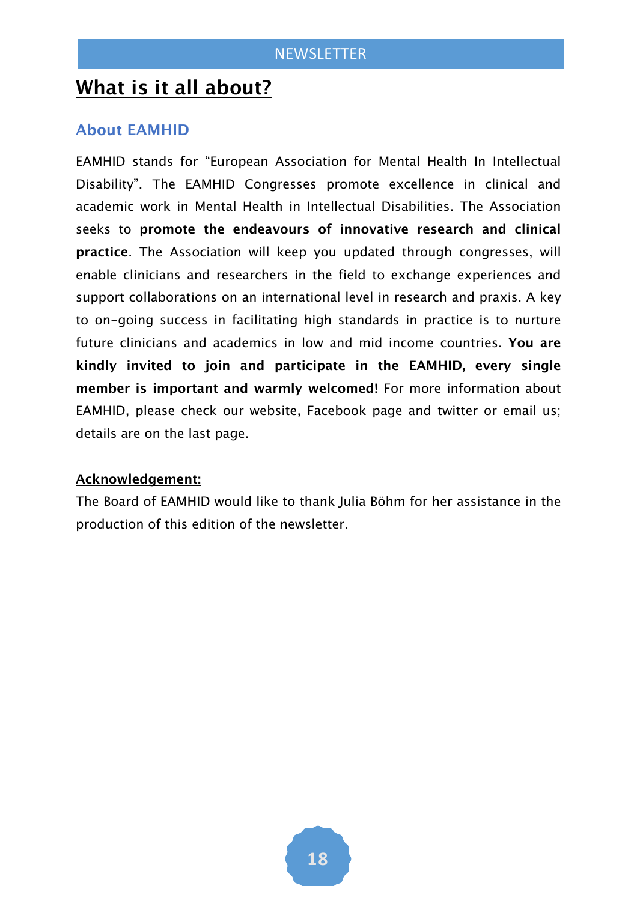# What is it all about?

## About EAMHID

EAMHID stands for "European Association for Mental Health In Intellectual Disability". The EAMHID Congresses promote excellence in clinical and academic work in Mental Health in Intellectual Disabilities. The Association seeks to **promote the endeavours of innovative research and clinical practice**. The Association will keep you updated through congresses, will enable clinicians and researchers in the field to exchange experiences and support collaborations on an international level in research and praxis. A key to on-going success in facilitating high standards in practice is to nurture future clinicians and academics in low and mid income countries. **You are kindly invited to join and participate in the EAMHID, every single member is important and warmly welcomed!** For more information about EAMHID, please check our website, Facebook page and twitter or email us; details are on the last page.

**Acknowledgement:**

The Board of EAMHID would like to thank Julia Böhm for her assistance in the production of this edition of the newsletter.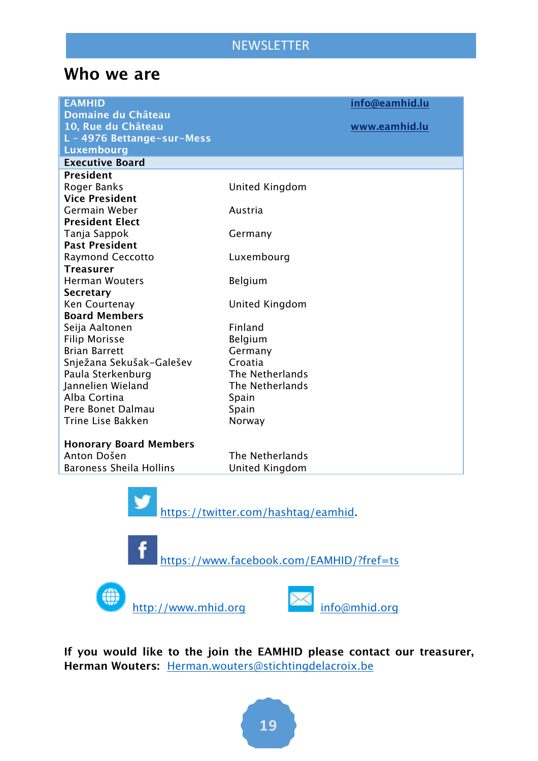# Who we are

| | | |
|---|---|---|
| **EAMHID**<br>**Domaine du Château**<br>**10, Rue du Château**<br>**L – 4976 Bettange-sur-Mess**<br>**Luxembourg** | | **info@eamhid.lu**<br><br>**www.eamhid.lu** |
| **Executive Board** | | |
| **President** | | |
| Roger Banks | United Kingdom | |
| **Vice President** | | |
| Germain Weber | Austria | |
| **President Elect** | | |
| Tanja Sappok | Germany | |
| **Past President** | | |
| Raymond Ceccotto | Luxembourg | |
| **Treasurer** | | |
| Herman Wouters | Belgium | |
| **Secretary** | | |
| Ken Courtenay | United Kingdom | |
| **Board Members** | | |
| Seija Aaltonen | Finland | |
| Filip Morisse | Belgium | |
| Brian Barrett | Germany | |
| Snježana Sekušak-Galešev | Croatia | |
| Paula Sterkenburg | The Netherlands | |
| Jannelien Wieland | The Netherlands | |
| Alba Cortina | Spain | |
| Pere Bonet Dalmau | Spain | |
| Trine Lise Bakken | Norway | |
| **Honorary Board Members** | | |
| Anton Došen | The Netherlands | |
| Baroness Sheila Hollins | United Kingdom | |

https://twitter.com/hashtag/eamhid.

https://www.facebook.com/EAMHID/?fref=ts

http://www.mhid.org

info@mhid.org

**If you would like to the join the EAMHID please contact our treasurer, Herman Wouters:** Herman.wouters@stichtingdelacroix.be